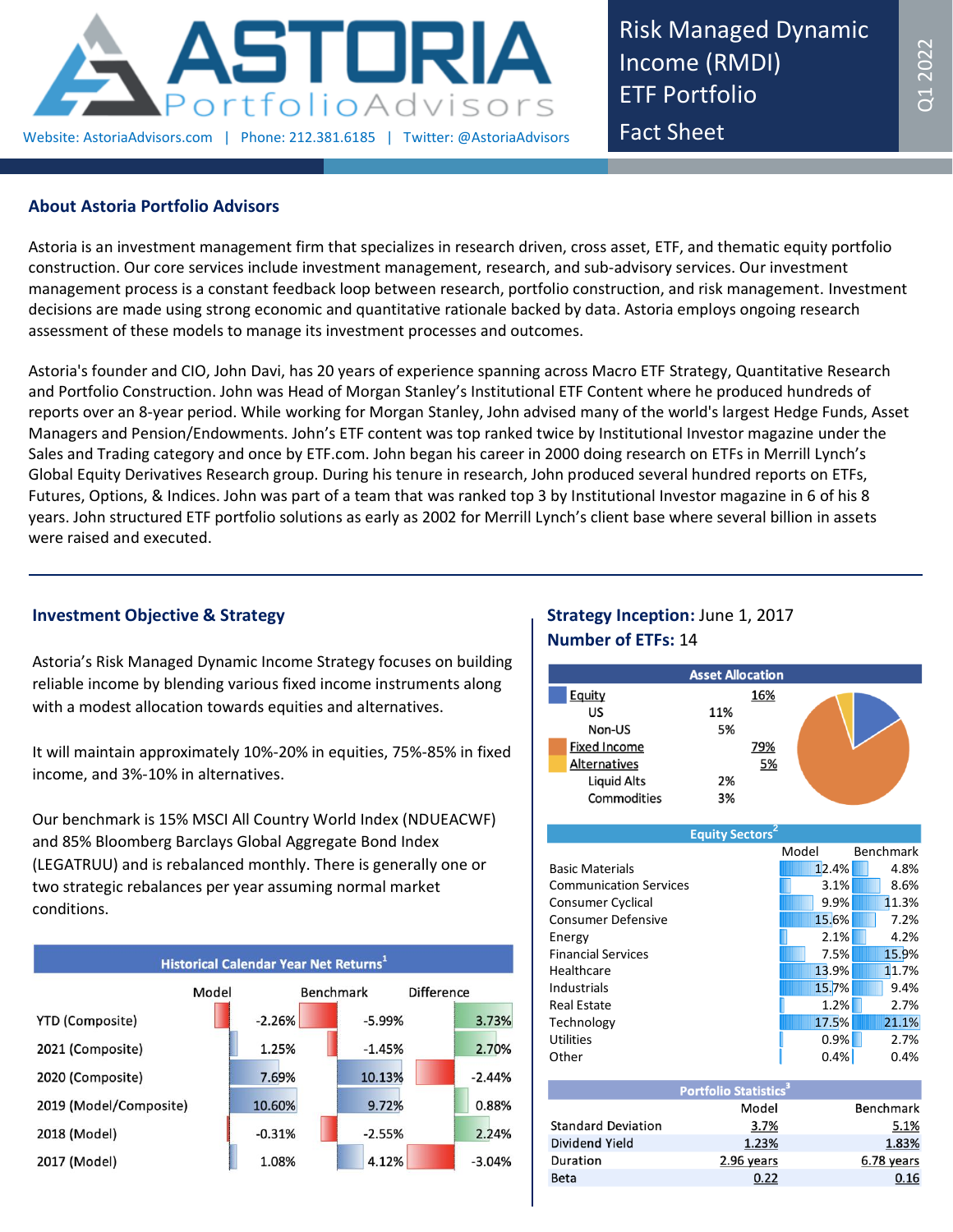# ASTORIA PortfolioAdvisors

Website: AstoriaAdvisors.com | Phone: 212.381.6185 | Twitter: @AstoriaAdvisors

**Risk Managed Dynamic Income (RMDI) ETF Portfolio Fact Sheet**

Q1 2022

## About Astoria Portfolio Advisors

Astoria is an investment management firm that specializes in research driven, cross asset, ETF, and thematic equity portfolio construction. Our core services include investment management, research, and sub-advisory services. Our investment management process is a constant feedback loop between research, portfolio construction, and risk management. Investment decisions are made using strong economic and quantitative rationale backed by data. Astoria employs ongoing research assessment of these models to manage its investment processes and outcomes.

Astoria's founder and CIO, John Davi, has 20 years of experience spanning across Macro ETF Strategy, Quantitative Research and Portfolio Construction. John was Head of Morgan Stanley's Institutional ETF Content where he produced hundreds of reports over an 8-year period. While working for Morgan Stanley, John advised many of the world's largest Hedge Funds, Asset Managers and Pension/Endowments. John's ETF content was top ranked twice by Institutional Investor magazine under the Sales and Trading category and once by ETF.com. John began his career in 2000 doing research on ETFs in Merrill Lynch's Global Equity Derivatives Research group. During his tenure in research, John produced several hundred reports on ETFs, Futures, Options, & Indices. John was part of a team that was ranked top 3 by Institutional Investor magazine in 6 of his 8 years. John structured ETF portfolio solutions as early as 2002 for Merrill Lynch's client base where several billion in assets were raised and executed.

## Investment Objective & Strategy

Astoria's Risk Managed Dynamic Income Strategy focuses on building reliable income by blending various fixed income instruments along with a modest allocation towards equities and alternatives.

It will maintain approximately 10%-20% in equities, 75%-85% in fixed income, and 3%-10% in alternatives.

Our benchmark is 15% MSCI All Country World Index (NDUEACWF) and 85% Bloomberg Barclays Global Aggregate Bond Index (LEGATRUU) and is rebalanced monthly. There is generally one or two strategic rebalances per year assuming normal market conditions.

### Historical Calendar Year Net Returns[1]

| | Model | Benchmark | Difference |
|---|---|---|---|
| YTD (Composite) | -2.26% | -5.99% | 3.73% |
| 2021 (Composite) | 1.25% | -1.45% | 2.70% |
| 2020 (Composite) | 7.69% | 10.13% | -2.44% |
| 2019 (Model/Composite) | 10.60% | 9.72% | 0.88% |
| 2018 (Model) | -0.31% | -2.55% | 2.24% |
| 2017 (Model) | 1.08% | 4.12% | -3.04% |

**Strategy Inception:** June 1, 2017

**Number of ETFs:** 14

### Asset Allocation

| | | |
|---|---|---|
| Equity | | 16% |
| US | 11% | |
| Non-US | 5% | |
| Fixed Income | | 79% |
| Alternatives | | 5% |
| Liquid Alts | 2% | |
| Commodities | 3% | |

### Equity Sectors[2]

| | Model | Benchmark |
|---|---|---|
| Basic Materials | 12.4% | 4.8% |
| Communication Services | 3.1% | 8.6% |
| Consumer Cyclical | 9.9% | 11.3% |
| Consumer Defensive | 15.6% | 7.2% |
| Energy | 2.1% | 4.2% |
| Financial Services | 7.5% | 15.9% |
| Healthcare | 13.9% | 11.7% |
| Industrials | 15.7% | 9.4% |
| Real Estate | 1.2% | 2.7% |
| Technology | 17.5% | 21.1% |
| Utilities | 0.9% | 2.7% |
| Other | 0.4% | 0.4% |

### Portfolio Statistics[3]

| | Model | Benchmark |
|---|---|---|
| Standard Deviation | 3.7% | 5.1% |
| Dividend Yield | 1.23% | 1.83% |
| Duration | 2.96 years | 6.78 years |
| Beta | 0.22 | 0.16 |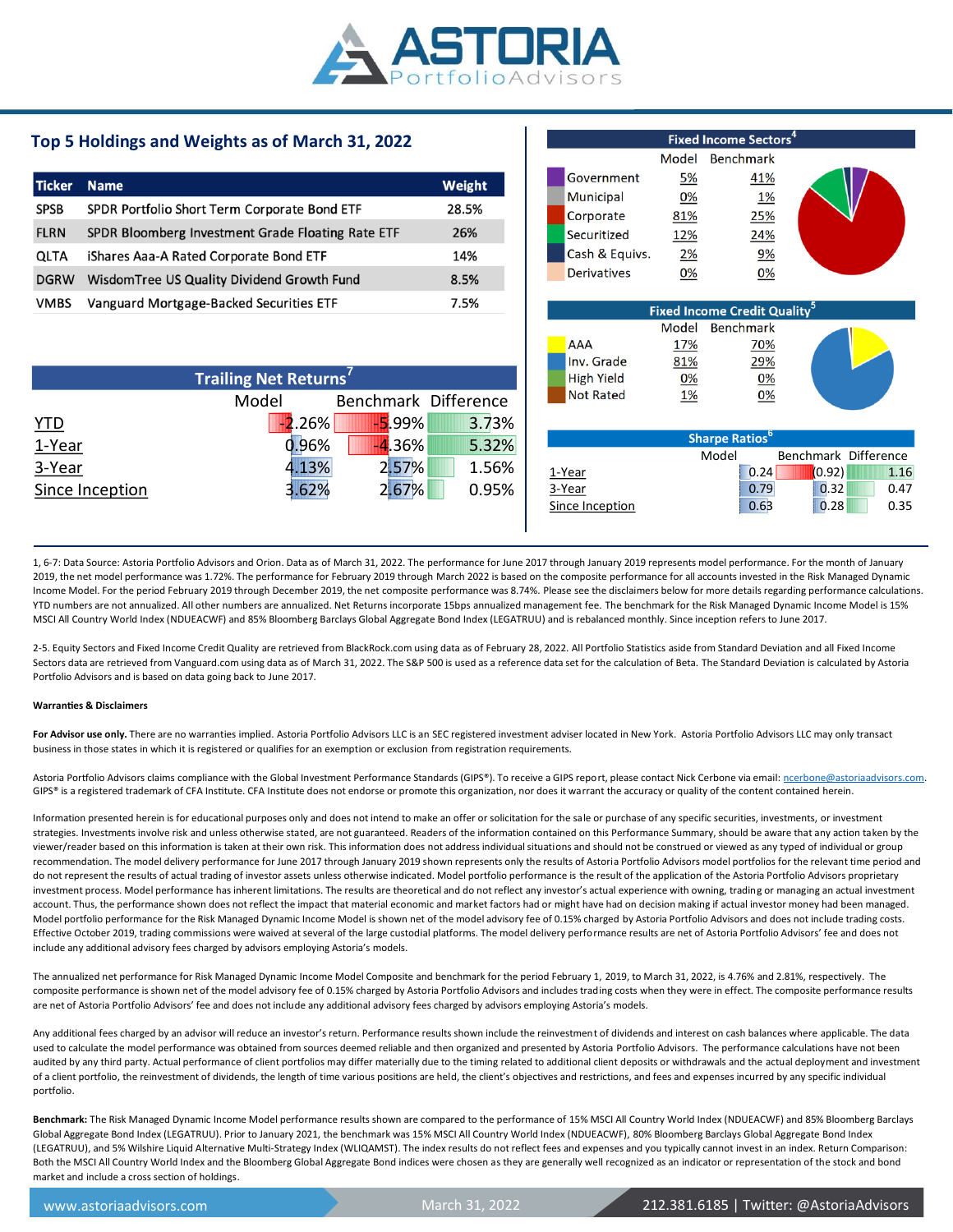# ASTORIA PortfolioAdvisors

## Top 5 Holdings and Weights as of March 31, 2022

| Ticker | Name | Weight |
|---|---|---|
| SPSB | SPDR Portfolio Short Term Corporate Bond ETF | 28.5% |
| FLRN | SPDR Bloomberg Investment Grade Floating Rate ETF | 26% |
| QLTA | iShares Aaa-A Rated Corporate Bond ETF | 14% |
| DGRW | WisdomTree US Quality Dividend Growth Fund | 8.5% |
| VMBS | Vanguard Mortgage-Backed Securities ETF | 7.5% |

## Trailing Net Returns[7]

| | Model | Benchmark | Difference |
|---|---|---|---|
| YTD | -2.26% | -5.99% | 3.73% |
| 1-Year | 0.96% | -4.36% | 5.32% |
| 3-Year | 4.13% | 2.57% | 1.56% |
| Since Inception | 3.62% | 2.67% | 0.95% |

## Fixed Income Sectors[4]

| | Model | Benchmark |
|---|---|---|
| Government | 5% | 41% |
| Municipal | 0% | 1% |
| Corporate | 81% | 25% |
| Securitized | 12% | 24% |
| Cash & Equivs. | 2% | 9% |
| Derivatives | 0% | 0% |

## Fixed Income Credit Quality[5]

| | Model | Benchmark |
|---|---|---|
| AAA | 17% | 70% |
| Inv. Grade | 81% | 29% |
| High Yield | 0% | 0% |
| Not Rated | 1% | 0% |

## Sharpe Ratios[6]

| | Model | Benchmark | Difference |
|---|---|---|---|
| 1-Year | 0.24 | (0.92) | 1.16 |
| 3-Year | 0.79 | 0.32 | 0.47 |
| Since Inception | 0.63 | 0.28 | 0.35 |

1, 6-7: Data Source: Astoria Portfolio Advisors and Orion. Data as of March 31, 2022. The performance for June 2017 through January 2019 represents model performance. For the month of January 2019, the net model performance was 1.72%. The performance for February 2019 through March 2022 is based on the composite performance for all accounts invested in the Risk Managed Dynamic Income Model. For the period February 2019 through December 2019, the net composite performance was 8.74%. Please see the disclaimers below for more details regarding performance calculations. YTD numbers are not annualized. All other numbers are annualized. Net Returns incorporate 15bps annualized management fee. The benchmark for the Risk Managed Dynamic Income Model is 15% MSCI All Country World Index (NDUEACWF) and 85% Bloomberg Barclays Global Aggregate Bond Index (LEGATRUU) and is rebalanced monthly. Since inception refers to June 2017.

2-5. Equity Sectors and Fixed Income Credit Quality are retrieved from BlackRock.com using data as of February 28, 2022. All Portfolio Statistics aside from Standard Deviation and all Fixed Income Sectors data are retrieved from Vanguard.com using data as of March 31, 2022. The S&P 500 is used as a reference data set for the calculation of Beta. The Standard Deviation is calculated by Astoria Portfolio Advisors and is based on data going back to June 2017.

**Warranties & Disclaimers**

**For Advisor use only.** There are no warranties implied. Astoria Portfolio Advisors LLC is an SEC registered investment adviser located in New York. Astoria Portfolio Advisors LLC may only transact business in those states in which it is registered or qualifies for an exemption or exclusion from registration requirements.

Astoria Portfolio Advisors claims compliance with the Global Investment Performance Standards (GIPS®). To receive a GIPS report, please contact Nick Cerbone via email: ncerbone@astoriaadvisors.com. GIPS® is a registered trademark of CFA Institute. CFA Institute does not endorse or promote this organization, nor does it warrant the accuracy or quality of the content contained herein.

Information presented herein is for educational purposes only and does not intend to make an offer or solicitation for the sale or purchase of any specific securities, investments, or investment strategies. Investments involve risk and unless otherwise stated, are not guaranteed. Readers of the information contained on this Performance Summary, should be aware that any action taken by the viewer/reader based on this information is taken at their own risk. This information does not address individual situations and should not be construed or viewed as any typed of individual or group recommendation. The model delivery performance for June 2017 through January 2019 shown represents only the results of Astoria Portfolio Advisors model portfolios for the relevant time period and do not represent the results of actual trading of investor assets unless otherwise indicated. Model portfolio performance is the result of the application of the Astoria Portfolio Advisors proprietary investment process. Model performance has inherent limitations. The results are theoretical and do not reflect any investor's actual experience with owning, trading or managing an actual investment account. Thus, the performance shown does not reflect the impact that material economic and market factors had or might have had on decision making if actual investor money had been managed. Model portfolio performance for the Risk Managed Dynamic Income Model is shown net of the model advisory fee of 0.15% charged by Astoria Portfolio Advisors and does not include trading costs. Effective October 2019, trading commissions were waived at several of the large custodial platforms. The model delivery performance results are net of Astoria Portfolio Advisors' fee and does not include any additional advisory fees charged by advisors employing Astoria's models.

The annualized net performance for Risk Managed Dynamic Income Model Composite and benchmark for the period February 1, 2019, to March 31, 2022, is 4.76% and 2.81%, respectively. The composite performance is shown net of the model advisory fee of 0.15% charged by Astoria Portfolio Advisors and includes trading costs when they were in effect. The composite performance results are net of Astoria Portfolio Advisors' fee and does not include any additional advisory fees charged by advisors employing Astoria's models.

Any additional fees charged by an advisor will reduce an investor's return. Performance results shown include the reinvestment of dividends and interest on cash balances where applicable. The data used to calculate the model performance was obtained from sources deemed reliable and then organized and presented by Astoria Portfolio Advisors. The performance calculations have not been audited by any third party. Actual performance of client portfolios may differ materially due to the timing related to additional client deposits or withdrawals and the actual deployment and investment of a client portfolio, the reinvestment of dividends, the length of time various positions are held, the client's objectives and restrictions, and fees and expenses incurred by any specific individual portfolio.

**Benchmark:** The Risk Managed Dynamic Income Model performance results shown are compared to the performance of 15% MSCI All Country World Index (NDUEACWF) and 85% Bloomberg Barclays Global Aggregate Bond Index (LEGATRUU). Prior to January 2021, the benchmark was 15% MSCI All Country World Index (NDUEACWF), 80% Bloomberg Barclays Global Aggregate Bond Index (LEGATRUU), and 5% Wilshire Liquid Alternative Multi-Strategy Index (WLIQAMST). The index results do not reflect fees and expenses and you typically cannot invest in an index. Return Comparison: Both the MSCI All Country World Index and the Bloomberg Global Aggregate Bond indices were chosen as they are generally well recognized as an indicator or representation of the stock and bond market and include a cross section of holdings.

www.astoriaadvisors.com | March 31, 2022 | 212.381.6185 | Twitter: @AstoriaAdvisors